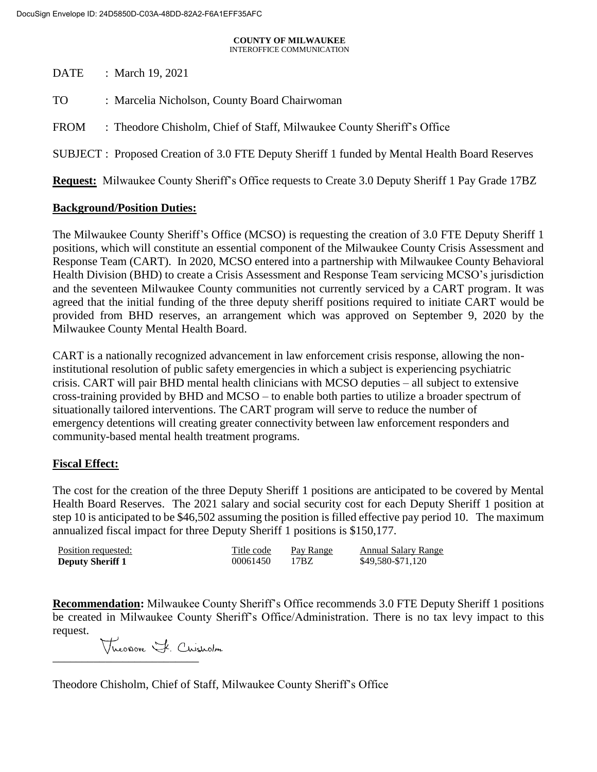DocuSign Envelope ID: 24D5850D-C03A-48DD-82A2-F6A1EFF35AFC

**COUNTY OF MILWAUKEE**
INTEROFFICE COMMUNICATION

DATE : March 19, 2021

TO : Marcelia Nicholson, County Board Chairwoman

FROM : Theodore Chisholm, Chief of Staff, Milwaukee County Sheriff's Office

SUBJECT : Proposed Creation of 3.0 FTE Deputy Sheriff 1 funded by Mental Health Board Reserves

**Request:** Milwaukee County Sheriff's Office requests to Create 3.0 Deputy Sheriff 1 Pay Grade 17BZ

**Background/Position Duties:**

The Milwaukee County Sheriff's Office (MCSO) is requesting the creation of 3.0 FTE Deputy Sheriff 1 positions, which will constitute an essential component of the Milwaukee County Crisis Assessment and Response Team (CART). In 2020, MCSO entered into a partnership with Milwaukee County Behavioral Health Division (BHD) to create a Crisis Assessment and Response Team servicing MCSO's jurisdiction and the seventeen Milwaukee County communities not currently serviced by a CART program. It was agreed that the initial funding of the three deputy sheriff positions required to initiate CART would be provided from BHD reserves, an arrangement which was approved on September 9, 2020 by the Milwaukee County Mental Health Board.

CART is a nationally recognized advancement in law enforcement crisis response, allowing the non-institutional resolution of public safety emergencies in which a subject is experiencing psychiatric crisis. CART will pair BHD mental health clinicians with MCSO deputies – all subject to extensive cross-training provided by BHD and MCSO – to enable both parties to utilize a broader spectrum of situationally tailored interventions. The CART program will serve to reduce the number of emergency detentions will creating greater connectivity between law enforcement responders and community-based mental health treatment programs.

**Fiscal Effect:**

The cost for the creation of the three Deputy Sheriff 1 positions are anticipated to be covered by Mental Health Board Reserves. The 2021 salary and social security cost for each Deputy Sheriff 1 position at step 10 is anticipated to be $46,502 assuming the position is filled effective pay period 10. The maximum annualized fiscal impact for three Deputy Sheriff 1 positions is $150,177.

| Position requested: | Title code | Pay Range | Annual Salary Range |
|---|---|---|---|
| **Deputy Sheriff 1** | 00061450 | 17BZ | $49,580-$71,120 |

**Recommendation:** Milwaukee County Sheriff's Office recommends 3.0 FTE Deputy Sheriff 1 positions be created in Milwaukee County Sheriff's Office/Administration. There is no tax levy impact to this request.

Theodore F. Chisholm

Theodore Chisholm, Chief of Staff, Milwaukee County Sheriff's Office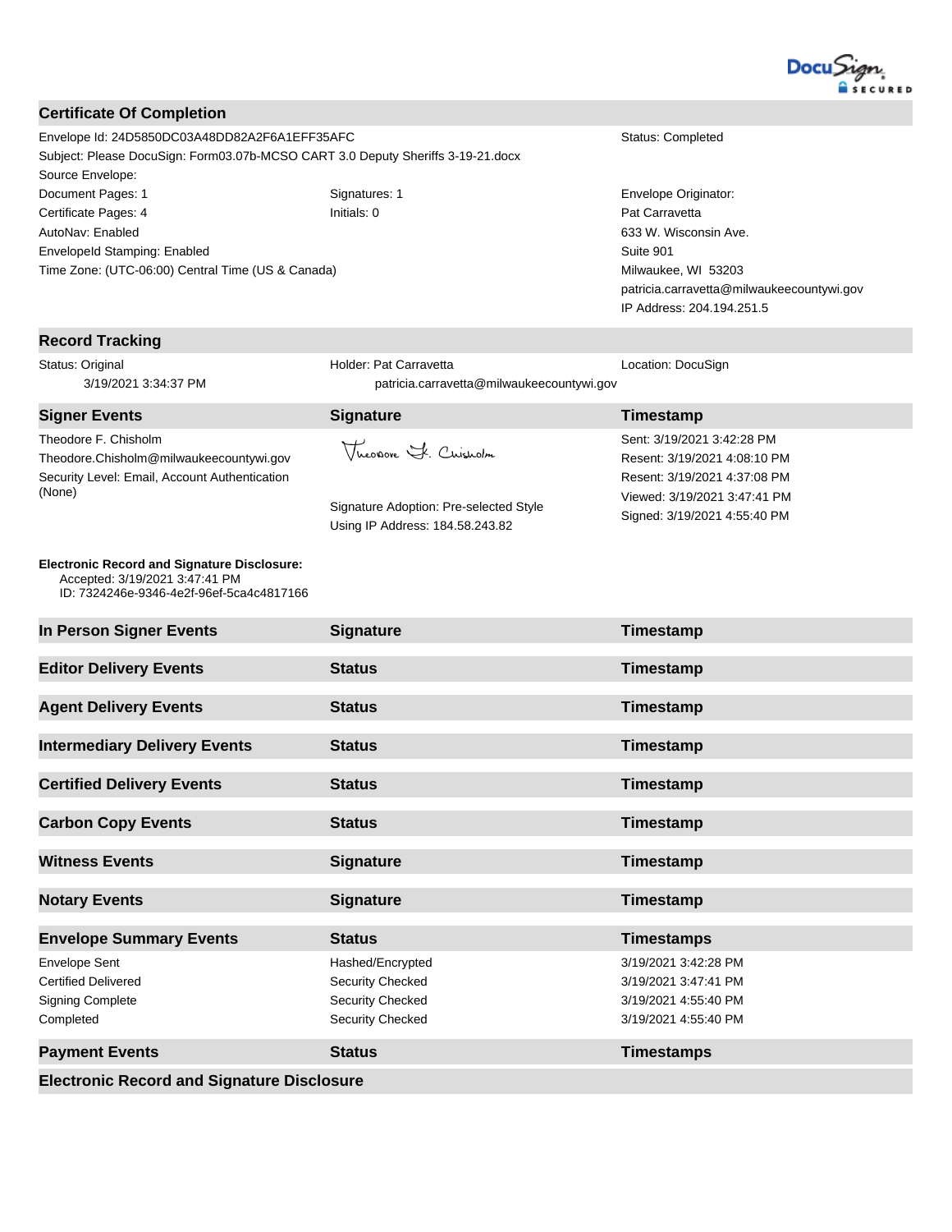## Certificate Of Completion

| | | |
|---|---|---|
| Envelope Id: 24D5850DC03A48DD82A2F6A1EFF35AFC | | Status: Completed |
| Subject: Please DocuSign: Form03.07b-MCSO CART 3.0 Deputy Sheriffs 3-19-21.docx | | |
| Source Envelope: | | |
| Document Pages: 1 | Signatures: 1 | Envelope Originator: |
| Certificate Pages: 4 | Initials: 0 | Pat Carravetta |
| AutoNav: Enabled | | 633 W. Wisconsin Ave. |
| EnvelopeId Stamping: Enabled | | Suite 901 |
| Time Zone: (UTC-06:00) Central Time (US & Canada) | | Milwaukee, WI 53203 |
| | | patricia.carravetta@milwaukeecountywi.gov |
| | | IP Address: 204.194.251.5 |

## Record Tracking

| | | |
|---|---|---|
| Status: Original<br>3/19/2021 3:34:37 PM | Holder: Pat Carravetta<br>patricia.carravetta@milwaukeecountywi.gov | Location: DocuSign |

| Signer Events | Signature | Timestamp |
|---|---|---|
| Theodore F. Chisholm<br>Theodore.Chisholm@milwaukeecountywi.gov<br>Security Level: Email, Account Authentication (None) | Theodore F. Chisholm<br><br>Signature Adoption: Pre-selected Style<br>Using IP Address: 184.58.243.82 | Sent: 3/19/2021 3:42:28 PM<br>Resent: 3/19/2021 4:08:10 PM<br>Resent: 3/19/2021 4:37:08 PM<br>Viewed: 3/19/2021 3:47:41 PM<br>Signed: 3/19/2021 4:55:40 PM |

**Electronic Record and Signature Disclosure:**
Accepted: 3/19/2021 3:47:41 PM
ID: 7324246e-9346-4e2f-96ef-5ca4c4817166

| In Person Signer Events | Signature | Timestamp |
|---|---|---|

| Editor Delivery Events | Status | Timestamp |
|---|---|---|

| Agent Delivery Events | Status | Timestamp |
|---|---|---|

| Intermediary Delivery Events | Status | Timestamp |
|---|---|---|

| Certified Delivery Events | Status | Timestamp |
|---|---|---|

| Carbon Copy Events | Status | Timestamp |
|---|---|---|

| Witness Events | Signature | Timestamp |
|---|---|---|

| Notary Events | Signature | Timestamp |
|---|---|---|

| Envelope Summary Events | Status | Timestamps |
|---|---|---|
| Envelope Sent | Hashed/Encrypted | 3/19/2021 3:42:28 PM |
| Certified Delivered | Security Checked | 3/19/2021 3:47:41 PM |
| Signing Complete | Security Checked | 3/19/2021 4:55:40 PM |
| Completed | Security Checked | 3/19/2021 4:55:40 PM |

| Payment Events | Status | Timestamps |
|---|---|---|

## Electronic Record and Signature Disclosure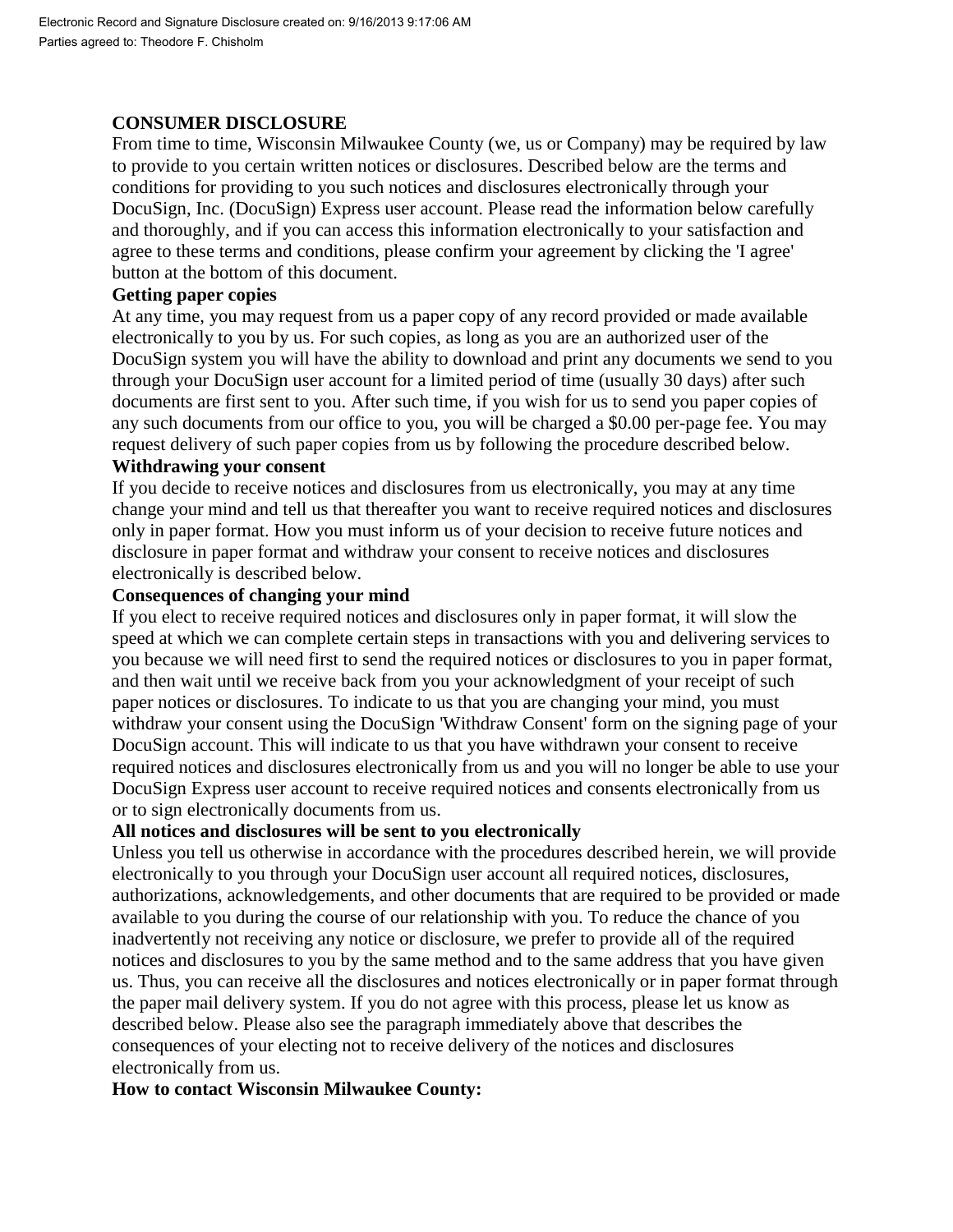Electronic Record and Signature Disclosure created on: 9/16/2013 9:17:06 AM
Parties agreed to: Theodore F. Chisholm

**CONSUMER DISCLOSURE**

From time to time, Wisconsin Milwaukee County (we, us or Company) may be required by law to provide to you certain written notices or disclosures. Described below are the terms and conditions for providing to you such notices and disclosures electronically through your DocuSign, Inc. (DocuSign) Express user account. Please read the information below carefully and thoroughly, and if you can access this information electronically to your satisfaction and agree to these terms and conditions, please confirm your agreement by clicking the 'I agree' button at the bottom of this document.

**Getting paper copies**

At any time, you may request from us a paper copy of any record provided or made available electronically to you by us. For such copies, as long as you are an authorized user of the DocuSign system you will have the ability to download and print any documents we send to you through your DocuSign user account for a limited period of time (usually 30 days) after such documents are first sent to you. After such time, if you wish for us to send you paper copies of any such documents from our office to you, you will be charged a $0.00 per-page fee. You may request delivery of such paper copies from us by following the procedure described below.

**Withdrawing your consent**

If you decide to receive notices and disclosures from us electronically, you may at any time change your mind and tell us that thereafter you want to receive required notices and disclosures only in paper format. How you must inform us of your decision to receive future notices and disclosure in paper format and withdraw your consent to receive notices and disclosures electronically is described below.

**Consequences of changing your mind**

If you elect to receive required notices and disclosures only in paper format, it will slow the speed at which we can complete certain steps in transactions with you and delivering services to you because we will need first to send the required notices or disclosures to you in paper format, and then wait until we receive back from you your acknowledgment of your receipt of such paper notices or disclosures. To indicate to us that you are changing your mind, you must withdraw your consent using the DocuSign 'Withdraw Consent' form on the signing page of your DocuSign account. This will indicate to us that you have withdrawn your consent to receive required notices and disclosures electronically from us and you will no longer be able to use your DocuSign Express user account to receive required notices and consents electronically from us or to sign electronically documents from us.

**All notices and disclosures will be sent to you electronically**

Unless you tell us otherwise in accordance with the procedures described herein, we will provide electronically to you through your DocuSign user account all required notices, disclosures, authorizations, acknowledgements, and other documents that are required to be provided or made available to you during the course of our relationship with you. To reduce the chance of you inadvertently not receiving any notice or disclosure, we prefer to provide all of the required notices and disclosures to you by the same method and to the same address that you have given us. Thus, you can receive all the disclosures and notices electronically or in paper format through the paper mail delivery system. If you do not agree with this process, please let us know as described below. Please also see the paragraph immediately above that describes the consequences of your electing not to receive delivery of the notices and disclosures electronically from us.

**How to contact Wisconsin Milwaukee County:**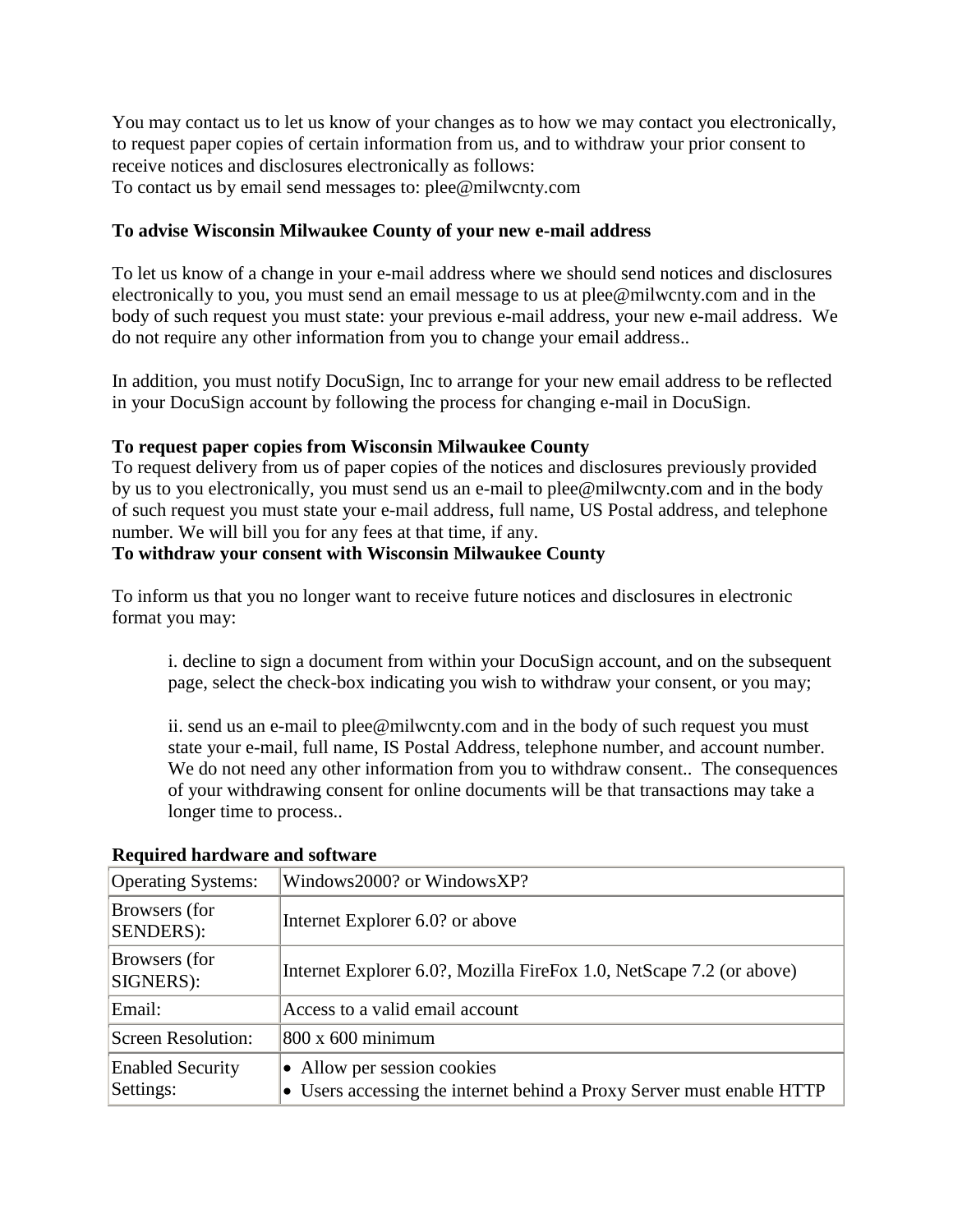You may contact us to let us know of your changes as to how we may contact you electronically, to request paper copies of certain information from us, and to withdraw your prior consent to receive notices and disclosures electronically as follows:
To contact us by email send messages to: plee@milwcnty.com

**To advise Wisconsin Milwaukee County of your new e-mail address**

To let us know of a change in your e-mail address where we should send notices and disclosures electronically to you, you must send an email message to us at plee@milwcnty.com and in the body of such request you must state: your previous e-mail address, your new e-mail address. We do not require any other information from you to change your email address..

In addition, you must notify DocuSign, Inc to arrange for your new email address to be reflected in your DocuSign account by following the process for changing e-mail in DocuSign.

**To request paper copies from Wisconsin Milwaukee County**
To request delivery from us of paper copies of the notices and disclosures previously provided by us to you electronically, you must send us an e-mail to plee@milwcnty.com and in the body of such request you must state your e-mail address, full name, US Postal address, and telephone number. We will bill you for any fees at that time, if any.
**To withdraw your consent with Wisconsin Milwaukee County**

To inform us that you no longer want to receive future notices and disclosures in electronic format you may:

> i. decline to sign a document from within your DocuSign account, and on the subsequent page, select the check-box indicating you wish to withdraw your consent, or you may;
>
> ii. send us an e-mail to plee@milwcnty.com and in the body of such request you must state your e-mail, full name, IS Postal Address, telephone number, and account number. We do not need any other information from you to withdraw consent.. The consequences of your withdrawing consent for online documents will be that transactions may take a longer time to process..

**Required hardware and software**

| Operating Systems: | Windows2000? or WindowsXP? |
|---|---|
| Browsers (for SENDERS): | Internet Explorer 6.0? or above |
| Browsers (for SIGNERS): | Internet Explorer 6.0?, Mozilla FireFox 1.0, NetScape 7.2 (or above) |
| Email: | Access to a valid email account |
| Screen Resolution: | 800 x 600 minimum |
| Enabled Security Settings: | • Allow per session cookies<br>• Users accessing the internet behind a Proxy Server must enable HTTP |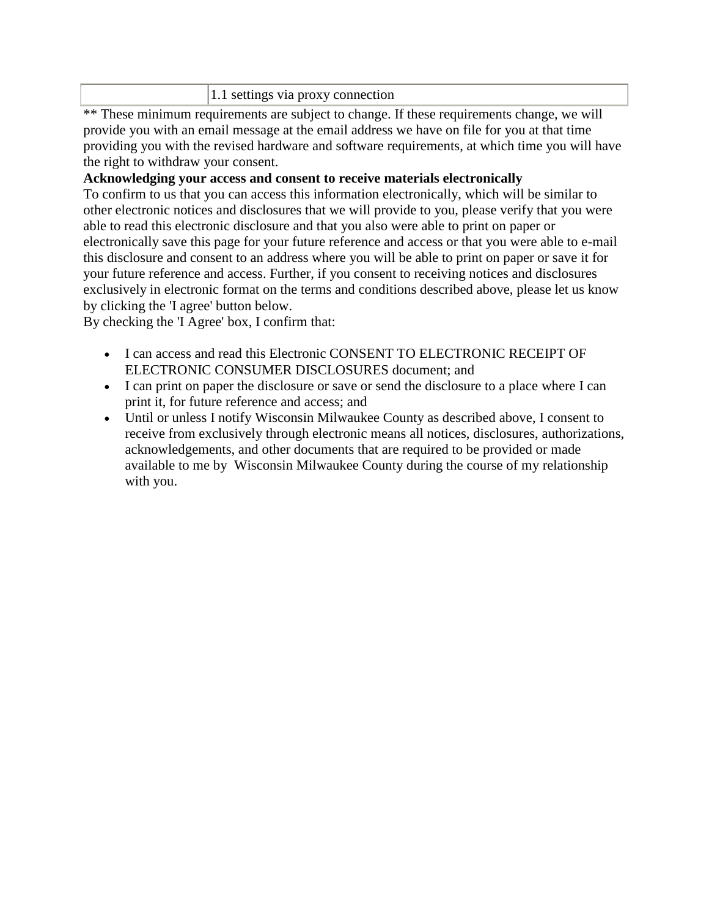| | |
|---|---|
| | 1.1 settings via proxy connection |

** These minimum requirements are subject to change. If these requirements change, we will provide you with an email message at the email address we have on file for you at that time providing you with the revised hardware and software requirements, at which time you will have the right to withdraw your consent.

**Acknowledging your access and consent to receive materials electronically**

To confirm to us that you can access this information electronically, which will be similar to other electronic notices and disclosures that we will provide to you, please verify that you were able to read this electronic disclosure and that you also were able to print on paper or electronically save this page for your future reference and access or that you were able to e-mail this disclosure and consent to an address where you will be able to print on paper or save it for your future reference and access. Further, if you consent to receiving notices and disclosures exclusively in electronic format on the terms and conditions described above, please let us know by clicking the 'I agree' button below.

By checking the 'I Agree' box, I confirm that:

- I can access and read this Electronic CONSENT TO ELECTRONIC RECEIPT OF ELECTRONIC CONSUMER DISCLOSURES document; and
- I can print on paper the disclosure or save or send the disclosure to a place where I can print it, for future reference and access; and
- Until or unless I notify Wisconsin Milwaukee County as described above, I consent to receive from exclusively through electronic means all notices, disclosures, authorizations, acknowledgements, and other documents that are required to be provided or made available to me by Wisconsin Milwaukee County during the course of my relationship with you.